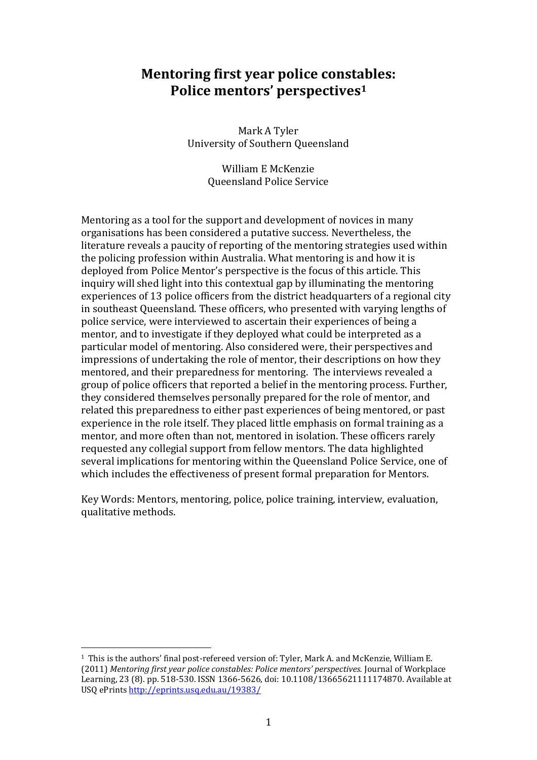# Mentoring first year police constables: Police mentors' perspectives[1]

Mark A Tyler
University of Southern Queensland

William E McKenzie
Queensland Police Service

Mentoring as a tool for the support and development of novices in many organisations has been considered a putative success. Nevertheless, the literature reveals a paucity of reporting of the mentoring strategies used within the policing profession within Australia. What mentoring is and how it is deployed from Police Mentor's perspective is the focus of this article. This inquiry will shed light into this contextual gap by illuminating the mentoring experiences of 13 police officers from the district headquarters of a regional city in southeast Queensland. These officers, who presented with varying lengths of police service, were interviewed to ascertain their experiences of being a mentor, and to investigate if they deployed what could be interpreted as a particular model of mentoring. Also considered were, their perspectives and impressions of undertaking the role of mentor, their descriptions on how they mentored, and their preparedness for mentoring. The interviews revealed a group of police officers that reported a belief in the mentoring process. Further, they considered themselves personally prepared for the role of mentor, and related this preparedness to either past experiences of being mentored, or past experience in the role itself. They placed little emphasis on formal training as a mentor, and more often than not, mentored in isolation. These officers rarely requested any collegial support from fellow mentors. The data highlighted several implications for mentoring within the Queensland Police Service, one of which includes the effectiveness of present formal preparation for Mentors.

Key Words: Mentors, mentoring, police, police training, interview, evaluation, qualitative methods.

[1] This is the authors' final post-refereed version of: Tyler, Mark A. and McKenzie, William E. (2011) *Mentoring first year police constables: Police mentors' perspectives.* Journal of Workplace Learning, 23 (8). pp. 518-530. ISSN 1366-5626, doi: 10.1108/13665621111174870. Available at USQ ePrints http://eprints.usq.edu.au/19383/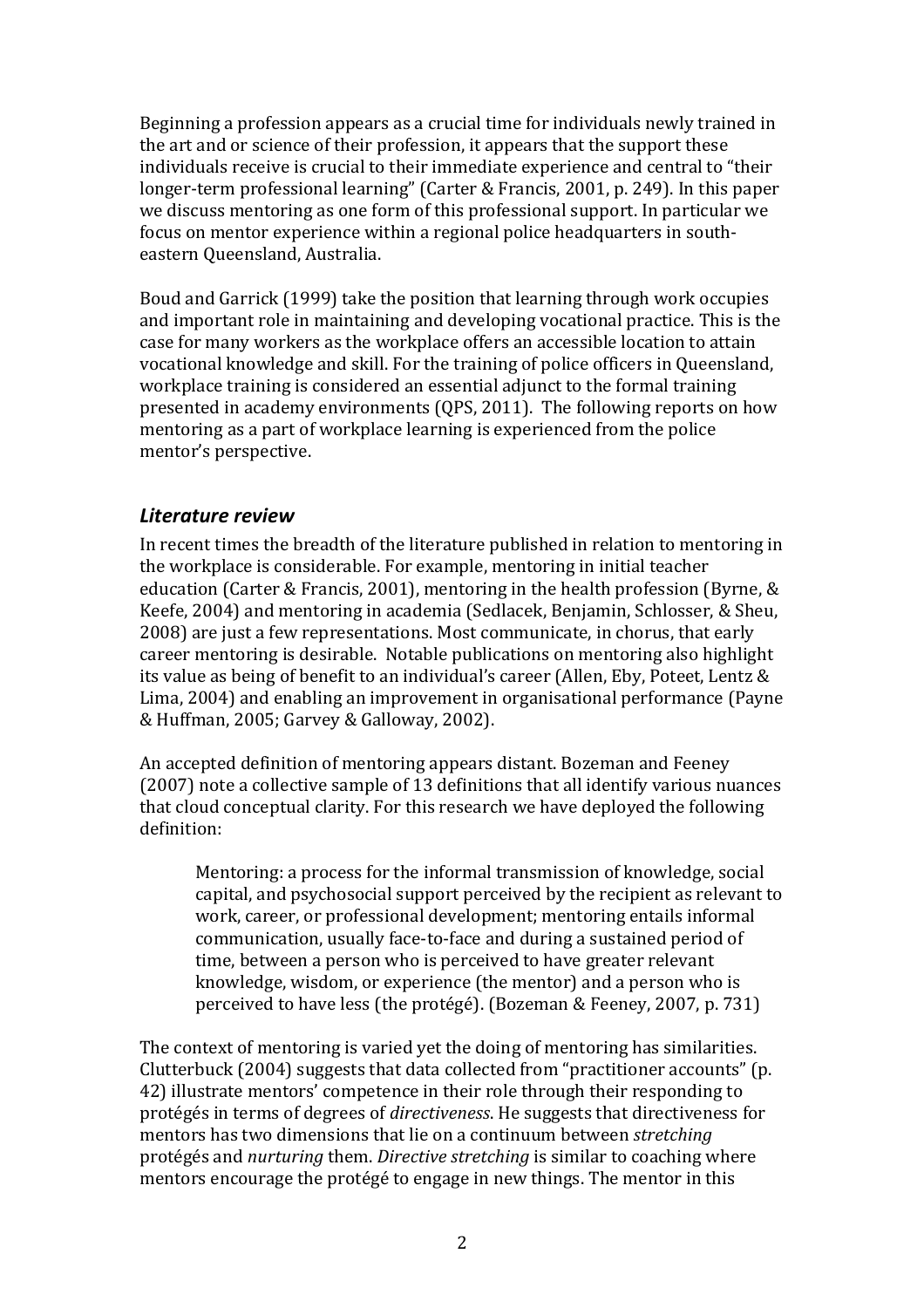Beginning a profession appears as a crucial time for individuals newly trained in the art and or science of their profession, it appears that the support these individuals receive is crucial to their immediate experience and central to "their longer-term professional learning" (Carter & Francis, 2001, p. 249). In this paper we discuss mentoring as one form of this professional support. In particular we focus on mentor experience within a regional police headquarters in south-eastern Queensland, Australia.

Boud and Garrick (1999) take the position that learning through work occupies and important role in maintaining and developing vocational practice. This is the case for many workers as the workplace offers an accessible location to attain vocational knowledge and skill. For the training of police officers in Queensland, workplace training is considered an essential adjunct to the formal training presented in academy environments (QPS, 2011). The following reports on how mentoring as a part of workplace learning is experienced from the police mentor's perspective.

## *Literature review*

In recent times the breadth of the literature published in relation to mentoring in the workplace is considerable. For example, mentoring in initial teacher education (Carter & Francis, 2001), mentoring in the health profession (Byrne, & Keefe, 2004) and mentoring in academia (Sedlacek, Benjamin, Schlosser, & Sheu, 2008) are just a few representations. Most communicate, in chorus, that early career mentoring is desirable. Notable publications on mentoring also highlight its value as being of benefit to an individual's career (Allen, Eby, Poteet, Lentz & Lima, 2004) and enabling an improvement in organisational performance (Payne & Huffman, 2005; Garvey & Galloway, 2002).

An accepted definition of mentoring appears distant. Bozeman and Feeney (2007) note a collective sample of 13 definitions that all identify various nuances that cloud conceptual clarity. For this research we have deployed the following definition:

> Mentoring: a process for the informal transmission of knowledge, social capital, and psychosocial support perceived by the recipient as relevant to work, career, or professional development; mentoring entails informal communication, usually face-to-face and during a sustained period of time, between a person who is perceived to have greater relevant knowledge, wisdom, or experience (the mentor) and a person who is perceived to have less (the protégé). (Bozeman & Feeney, 2007, p. 731)

The context of mentoring is varied yet the doing of mentoring has similarities. Clutterbuck (2004) suggests that data collected from "practitioner accounts" (p. 42) illustrate mentors' competence in their role through their responding to protégés in terms of degrees of *directiveness*. He suggests that directiveness for mentors has two dimensions that lie on a continuum between *stretching* protégés and *nurturing* them. *Directive stretching* is similar to coaching where mentors encourage the protégé to engage in new things. The mentor in this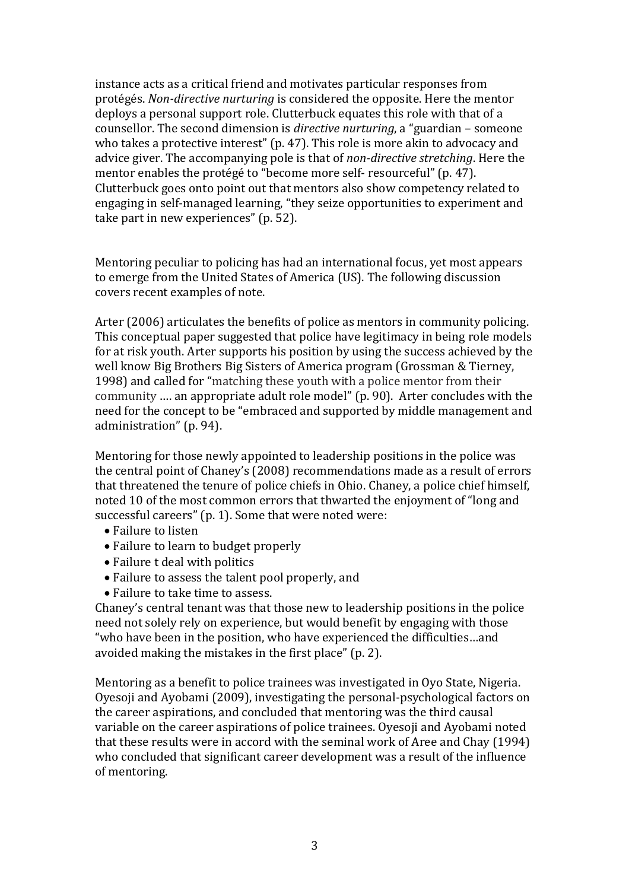instance acts as a critical friend and motivates particular responses from protégés. *Non-directive nurturing* is considered the opposite. Here the mentor deploys a personal support role. Clutterbuck equates this role with that of a counsellor. The second dimension is *directive nurturing*, a "guardian – someone who takes a protective interest" (p. 47). This role is more akin to advocacy and advice giver. The accompanying pole is that of *non-directive stretching*. Here the mentor enables the protégé to "become more self- resourceful" (p. 47). Clutterbuck goes onto point out that mentors also show competency related to engaging in self-managed learning, "they seize opportunities to experiment and take part in new experiences" (p. 52).

Mentoring peculiar to policing has had an international focus, yet most appears to emerge from the United States of America (US). The following discussion covers recent examples of note.

Arter (2006) articulates the benefits of police as mentors in community policing. This conceptual paper suggested that police have legitimacy in being role models for at risk youth. Arter supports his position by using the success achieved by the well know Big Brothers Big Sisters of America program (Grossman & Tierney, 1998) and called for "matching these youth with a police mentor from their community …. an appropriate adult role model" (p. 90). Arter concludes with the need for the concept to be "embraced and supported by middle management and administration" (p. 94).

Mentoring for those newly appointed to leadership positions in the police was the central point of Chaney's (2008) recommendations made as a result of errors that threatened the tenure of police chiefs in Ohio. Chaney, a police chief himself, noted 10 of the most common errors that thwarted the enjoyment of "long and successful careers" (p. 1). Some that were noted were:

- Failure to listen
- Failure to learn to budget properly
- Failure t deal with politics
- Failure to assess the talent pool properly, and
- Failure to take time to assess.

Chaney's central tenant was that those new to leadership positions in the police need not solely rely on experience, but would benefit by engaging with those "who have been in the position, who have experienced the difficulties…and avoided making the mistakes in the first place" (p. 2).

Mentoring as a benefit to police trainees was investigated in Oyo State, Nigeria. Oyesoji and Ayobami (2009), investigating the personal-psychological factors on the career aspirations, and concluded that mentoring was the third causal variable on the career aspirations of police trainees. Oyesoji and Ayobami noted that these results were in accord with the seminal work of Aree and Chay (1994) who concluded that significant career development was a result of the influence of mentoring.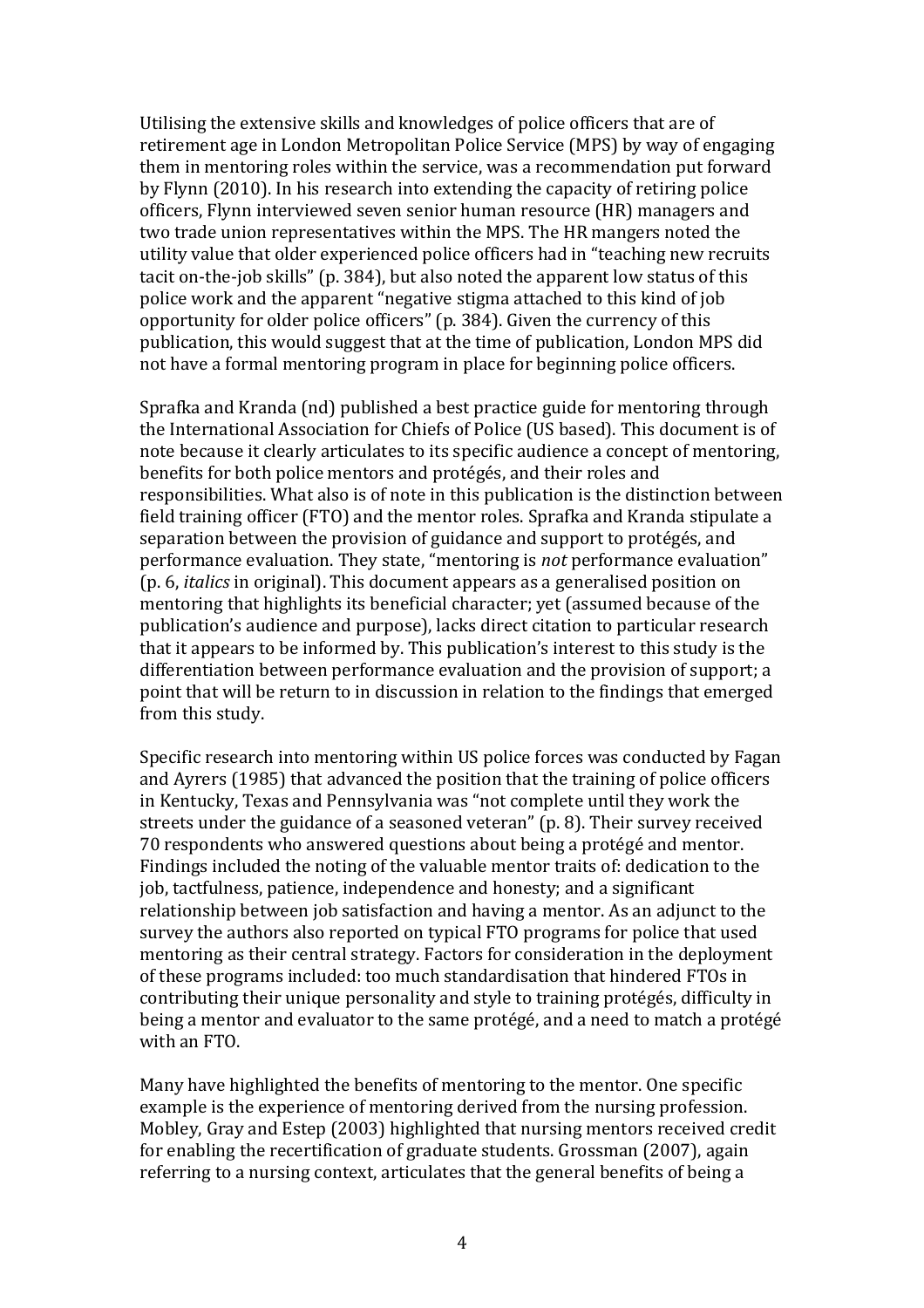Utilising the extensive skills and knowledges of police officers that are of retirement age in London Metropolitan Police Service (MPS) by way of engaging them in mentoring roles within the service, was a recommendation put forward by Flynn (2010). In his research into extending the capacity of retiring police officers, Flynn interviewed seven senior human resource (HR) managers and two trade union representatives within the MPS. The HR mangers noted the utility value that older experienced police officers had in "teaching new recruits tacit on-the-job skills" (p. 384), but also noted the apparent low status of this police work and the apparent "negative stigma attached to this kind of job opportunity for older police officers" (p. 384). Given the currency of this publication, this would suggest that at the time of publication, London MPS did not have a formal mentoring program in place for beginning police officers.

Sprafka and Kranda (nd) published a best practice guide for mentoring through the International Association for Chiefs of Police (US based). This document is of note because it clearly articulates to its specific audience a concept of mentoring, benefits for both police mentors and protégés, and their roles and responsibilities. What also is of note in this publication is the distinction between field training officer (FTO) and the mentor roles. Sprafka and Kranda stipulate a separation between the provision of guidance and support to protégés, and performance evaluation. They state, "mentoring is *not* performance evaluation" (p. 6, *italics* in original). This document appears as a generalised position on mentoring that highlights its beneficial character; yet (assumed because of the publication's audience and purpose), lacks direct citation to particular research that it appears to be informed by. This publication's interest to this study is the differentiation between performance evaluation and the provision of support; a point that will be return to in discussion in relation to the findings that emerged from this study.

Specific research into mentoring within US police forces was conducted by Fagan and Ayrers (1985) that advanced the position that the training of police officers in Kentucky, Texas and Pennsylvania was "not complete until they work the streets under the guidance of a seasoned veteran" (p. 8). Their survey received 70 respondents who answered questions about being a protégé and mentor. Findings included the noting of the valuable mentor traits of: dedication to the job, tactfulness, patience, independence and honesty; and a significant relationship between job satisfaction and having a mentor. As an adjunct to the survey the authors also reported on typical FTO programs for police that used mentoring as their central strategy. Factors for consideration in the deployment of these programs included: too much standardisation that hindered FTOs in contributing their unique personality and style to training protégés, difficulty in being a mentor and evaluator to the same protégé, and a need to match a protégé with an FTO.

Many have highlighted the benefits of mentoring to the mentor. One specific example is the experience of mentoring derived from the nursing profession. Mobley, Gray and Estep (2003) highlighted that nursing mentors received credit for enabling the recertification of graduate students. Grossman (2007), again referring to a nursing context, articulates that the general benefits of being a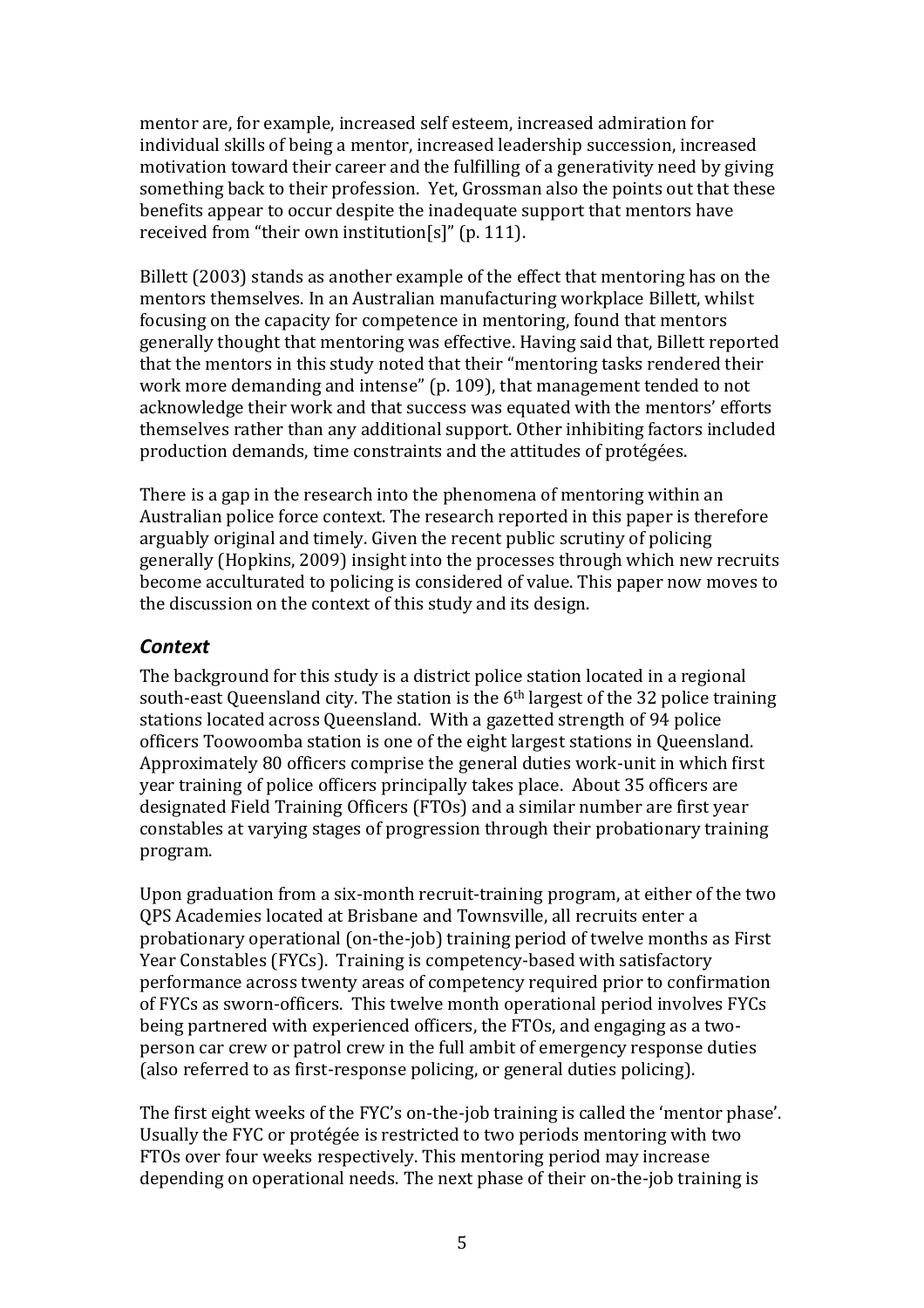mentor are, for example, increased self esteem, increased admiration for individual skills of being a mentor, increased leadership succession, increased motivation toward their career and the fulfilling of a generativity need by giving something back to their profession. Yet, Grossman also the points out that these benefits appear to occur despite the inadequate support that mentors have received from "their own institution[s]" (p. 111).

Billett (2003) stands as another example of the effect that mentoring has on the mentors themselves. In an Australian manufacturing workplace Billett, whilst focusing on the capacity for competence in mentoring, found that mentors generally thought that mentoring was effective. Having said that, Billett reported that the mentors in this study noted that their "mentoring tasks rendered their work more demanding and intense" (p. 109), that management tended to not acknowledge their work and that success was equated with the mentors' efforts themselves rather than any additional support. Other inhibiting factors included production demands, time constraints and the attitudes of protégées.

There is a gap in the research into the phenomena of mentoring within an Australian police force context. The research reported in this paper is therefore arguably original and timely. Given the recent public scrutiny of policing generally (Hopkins, 2009) insight into the processes through which new recruits become acculturated to policing is considered of value. This paper now moves to the discussion on the context of this study and its design.

## *Context*

The background for this study is a district police station located in a regional south-east Queensland city. The station is the 6th largest of the 32 police training stations located across Queensland. With a gazetted strength of 94 police officers Toowoomba station is one of the eight largest stations in Queensland. Approximately 80 officers comprise the general duties work-unit in which first year training of police officers principally takes place. About 35 officers are designated Field Training Officers (FTOs) and a similar number are first year constables at varying stages of progression through their probationary training program.

Upon graduation from a six-month recruit-training program, at either of the two QPS Academies located at Brisbane and Townsville, all recruits enter a probationary operational (on-the-job) training period of twelve months as First Year Constables (FYCs). Training is competency-based with satisfactory performance across twenty areas of competency required prior to confirmation of FYCs as sworn-officers. This twelve month operational period involves FYCs being partnered with experienced officers, the FTOs, and engaging as a two-person car crew or patrol crew in the full ambit of emergency response duties (also referred to as first-response policing, or general duties policing).

The first eight weeks of the FYC's on-the-job training is called the 'mentor phase'. Usually the FYC or protégée is restricted to two periods mentoring with two FTOs over four weeks respectively. This mentoring period may increase depending on operational needs. The next phase of their on-the-job training is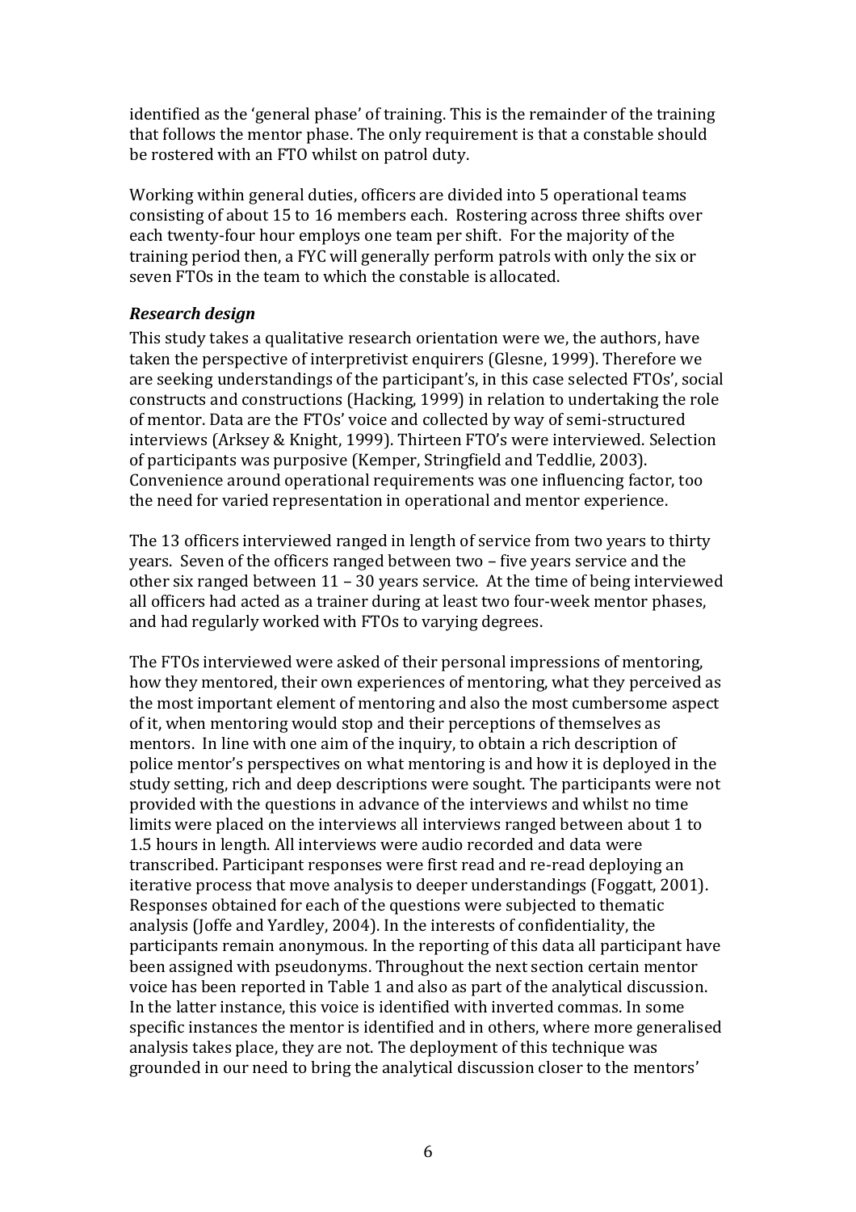identified as the 'general phase' of training. This is the remainder of the training that follows the mentor phase. The only requirement is that a constable should be rostered with an FTO whilst on patrol duty.

Working within general duties, officers are divided into 5 operational teams consisting of about 15 to 16 members each. Rostering across three shifts over each twenty-four hour employs one team per shift. For the majority of the training period then, a FYC will generally perform patrols with only the six or seven FTOs in the team to which the constable is allocated.

### *Research design*

This study takes a qualitative research orientation were we, the authors, have taken the perspective of interpretivist enquirers (Glesne, 1999). Therefore we are seeking understandings of the participant's, in this case selected FTOs', social constructs and constructions (Hacking, 1999) in relation to undertaking the role of mentor. Data are the FTOs' voice and collected by way of semi-structured interviews (Arksey & Knight, 1999). Thirteen FTO's were interviewed. Selection of participants was purposive (Kemper, Stringfield and Teddlie, 2003). Convenience around operational requirements was one influencing factor, too the need for varied representation in operational and mentor experience.

The 13 officers interviewed ranged in length of service from two years to thirty years. Seven of the officers ranged between two – five years service and the other six ranged between 11 – 30 years service. At the time of being interviewed all officers had acted as a trainer during at least two four-week mentor phases, and had regularly worked with FTOs to varying degrees.

The FTOs interviewed were asked of their personal impressions of mentoring, how they mentored, their own experiences of mentoring, what they perceived as the most important element of mentoring and also the most cumbersome aspect of it, when mentoring would stop and their perceptions of themselves as mentors. In line with one aim of the inquiry, to obtain a rich description of police mentor's perspectives on what mentoring is and how it is deployed in the study setting, rich and deep descriptions were sought. The participants were not provided with the questions in advance of the interviews and whilst no time limits were placed on the interviews all interviews ranged between about 1 to 1.5 hours in length. All interviews were audio recorded and data were transcribed. Participant responses were first read and re-read deploying an iterative process that move analysis to deeper understandings (Foggatt, 2001). Responses obtained for each of the questions were subjected to thematic analysis (Joffe and Yardley, 2004). In the interests of confidentiality, the participants remain anonymous. In the reporting of this data all participant have been assigned with pseudonyms. Throughout the next section certain mentor voice has been reported in Table 1 and also as part of the analytical discussion. In the latter instance, this voice is identified with inverted commas. In some specific instances the mentor is identified and in others, where more generalised analysis takes place, they are not. The deployment of this technique was grounded in our need to bring the analytical discussion closer to the mentors'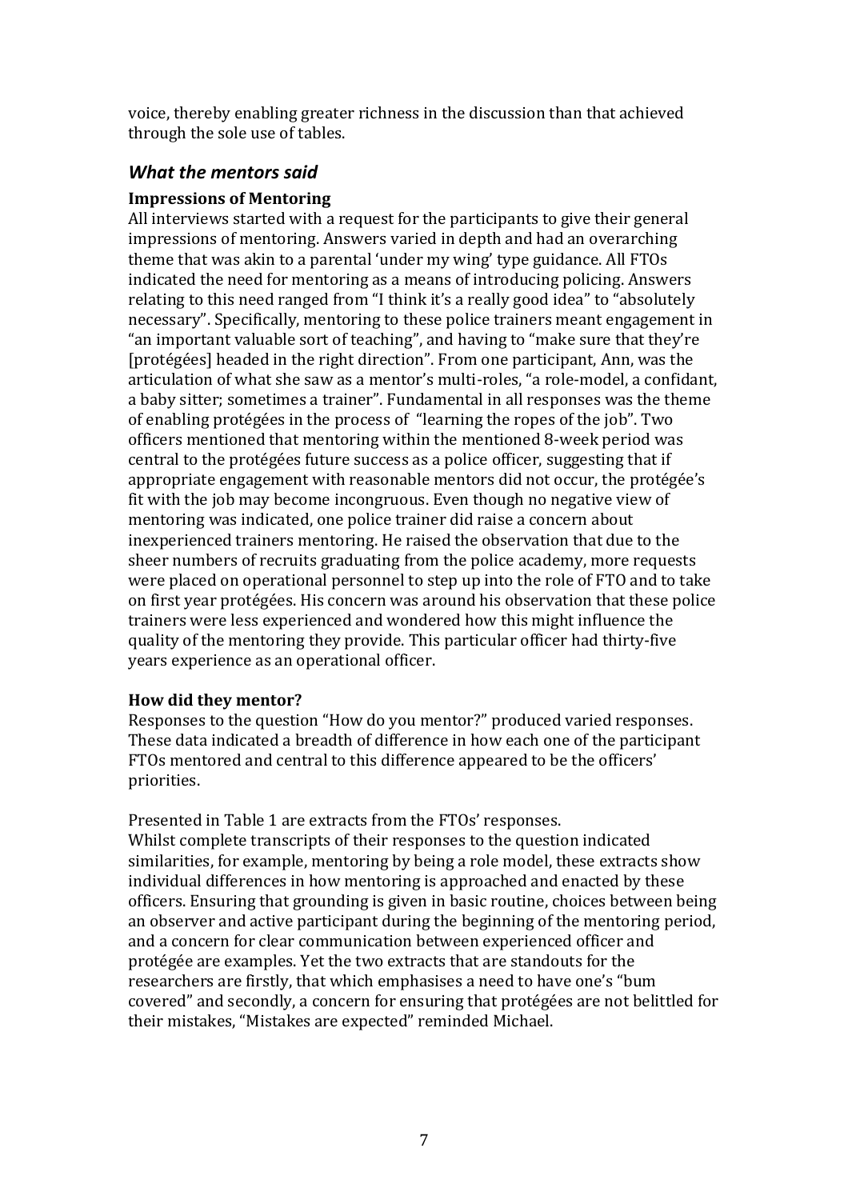voice, thereby enabling greater richness in the discussion than that achieved through the sole use of tables.

## *What the mentors said*

### Impressions of Mentoring

All interviews started with a request for the participants to give their general impressions of mentoring. Answers varied in depth and had an overarching theme that was akin to a parental 'under my wing' type guidance. All FTOs indicated the need for mentoring as a means of introducing policing. Answers relating to this need ranged from "I think it's a really good idea" to "absolutely necessary". Specifically, mentoring to these police trainers meant engagement in "an important valuable sort of teaching", and having to "make sure that they're [protégées] headed in the right direction". From one participant, Ann, was the articulation of what she saw as a mentor's multi-roles, "a role-model, a confidant, a baby sitter; sometimes a trainer". Fundamental in all responses was the theme of enabling protégées in the process of "learning the ropes of the job". Two officers mentioned that mentoring within the mentioned 8-week period was central to the protégées future success as a police officer, suggesting that if appropriate engagement with reasonable mentors did not occur, the protégée's fit with the job may become incongruous. Even though no negative view of mentoring was indicated, one police trainer did raise a concern about inexperienced trainers mentoring. He raised the observation that due to the sheer numbers of recruits graduating from the police academy, more requests were placed on operational personnel to step up into the role of FTO and to take on first year protégées. His concern was around his observation that these police trainers were less experienced and wondered how this might influence the quality of the mentoring they provide. This particular officer had thirty-five years experience as an operational officer.

### How did they mentor?

Responses to the question "How do you mentor?" produced varied responses. These data indicated a breadth of difference in how each one of the participant FTOs mentored and central to this difference appeared to be the officers' priorities.

Presented in Table 1 are extracts from the FTOs' responses.
Whilst complete transcripts of their responses to the question indicated similarities, for example, mentoring by being a role model, these extracts show individual differences in how mentoring is approached and enacted by these officers. Ensuring that grounding is given in basic routine, choices between being an observer and active participant during the beginning of the mentoring period, and a concern for clear communication between experienced officer and protégée are examples. Yet the two extracts that are standouts for the researchers are firstly, that which emphasises a need to have one's "bum covered" and secondly, a concern for ensuring that protégées are not belittled for their mistakes, "Mistakes are expected" reminded Michael.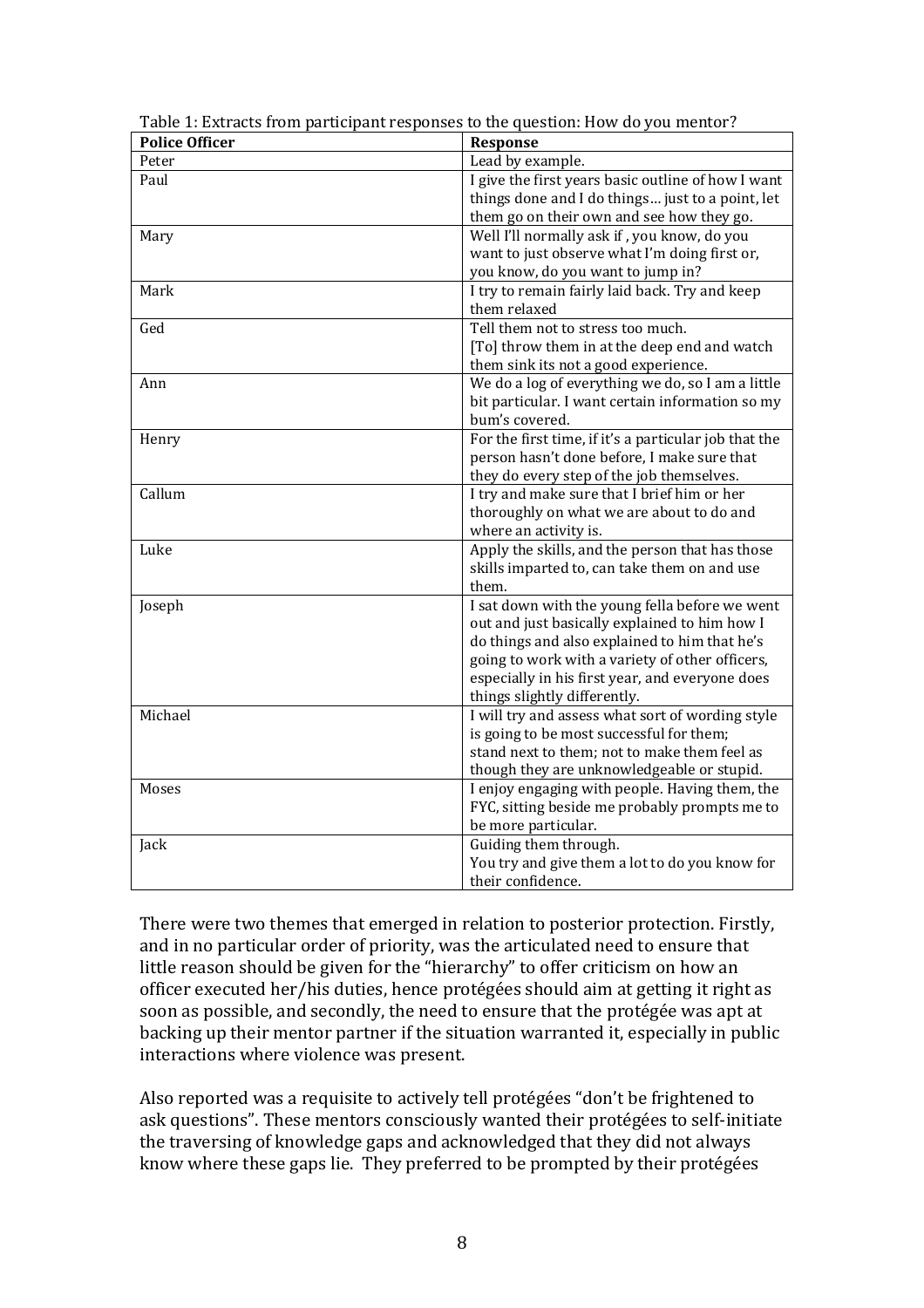Table 1: Extracts from participant responses to the question: How do you mentor?

| Police Officer | Response |
|---|---|
| Peter | Lead by example. |
| Paul | I give the first years basic outline of how I want things done and I do things… just to a point, let them go on their own and see how they go. |
| Mary | Well I'll normally ask if , you know, do you want to just observe what I'm doing first or, you know, do you want to jump in? |
| Mark | I try to remain fairly laid back. Try and keep them relaxed |
| Ged | Tell them not to stress too much.<br>[To] throw them in at the deep end and watch them sink its not a good experience. |
| Ann | We do a log of everything we do, so I am a little bit particular. I want certain information so my bum's covered. |
| Henry | For the first time, if it's a particular job that the person hasn't done before, I make sure that they do every step of the job themselves. |
| Callum | I try and make sure that I brief him or her thoroughly on what we are about to do and where an activity is. |
| Luke | Apply the skills, and the person that has those skills imparted to, can take them on and use them. |
| Joseph | I sat down with the young fella before we went out and just basically explained to him how I do things and also explained to him that he's going to work with a variety of other officers, especially in his first year, and everyone does things slightly differently. |
| Michael | I will try and assess what sort of wording style is going to be most successful for them;<br>stand next to them; not to make them feel as though they are unknowledgeable or stupid. |
| Moses | I enjoy engaging with people. Having them, the FYC, sitting beside me probably prompts me to be more particular. |
| Jack | Guiding them through.<br>You try and give them a lot to do you know for their confidence. |

There were two themes that emerged in relation to posterior protection. Firstly, and in no particular order of priority, was the articulated need to ensure that little reason should be given for the "hierarchy" to offer criticism on how an officer executed her/his duties, hence protégées should aim at getting it right as soon as possible, and secondly, the need to ensure that the protégée was apt at backing up their mentor partner if the situation warranted it, especially in public interactions where violence was present.

Also reported was a requisite to actively tell protégées "don't be frightened to ask questions". These mentors consciously wanted their protégées to self-initiate the traversing of knowledge gaps and acknowledged that they did not always know where these gaps lie. They preferred to be prompted by their protégées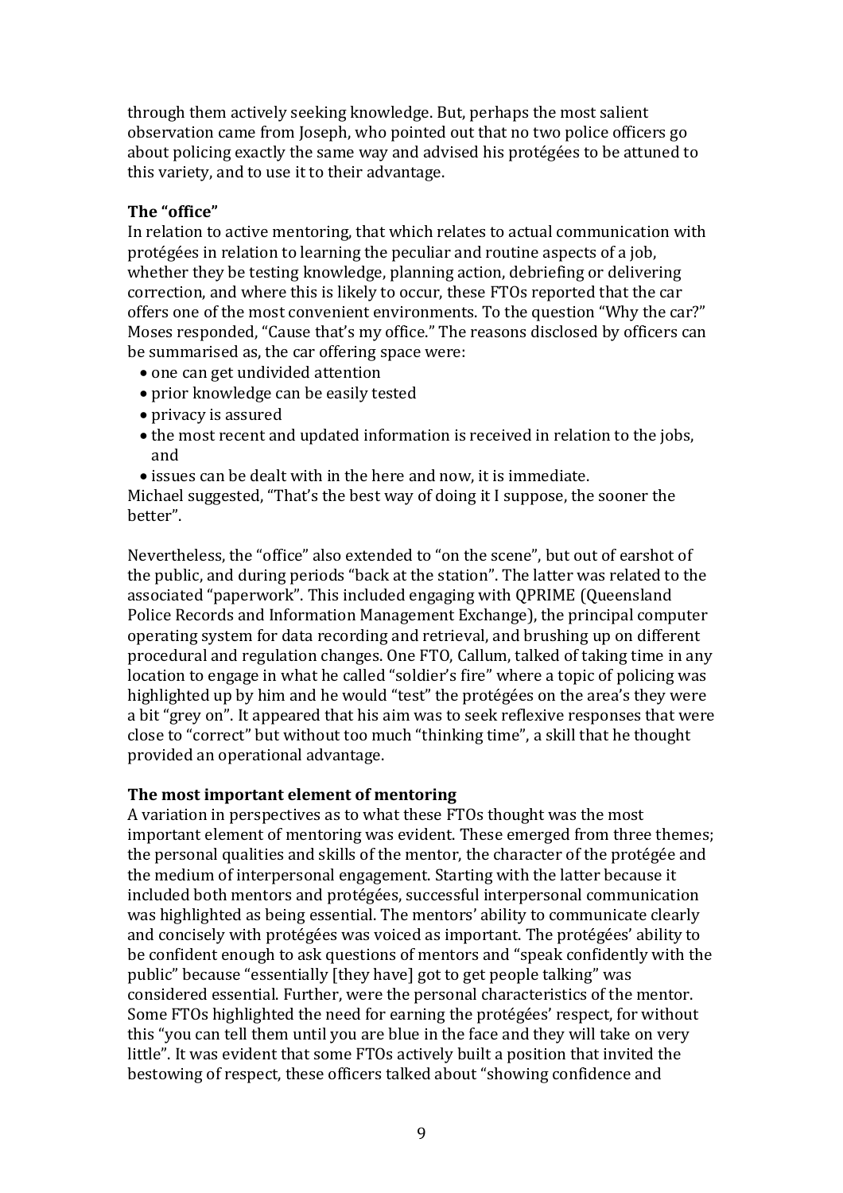through them actively seeking knowledge. But, perhaps the most salient observation came from Joseph, who pointed out that no two police officers go about policing exactly the same way and advised his protégées to be attuned to this variety, and to use it to their advantage.

**The "office"**

In relation to active mentoring, that which relates to actual communication with protégées in relation to learning the peculiar and routine aspects of a job, whether they be testing knowledge, planning action, debriefing or delivering correction, and where this is likely to occur, these FTOs reported that the car offers one of the most convenient environments. To the question "Why the car?" Moses responded, "Cause that's my office." The reasons disclosed by officers can be summarised as, the car offering space were:

- one can get undivided attention
- prior knowledge can be easily tested
- privacy is assured
- the most recent and updated information is received in relation to the jobs, and
- issues can be dealt with in the here and now, it is immediate.

Michael suggested, "That's the best way of doing it I suppose, the sooner the better".

Nevertheless, the "office" also extended to "on the scene", but out of earshot of the public, and during periods "back at the station". The latter was related to the associated "paperwork". This included engaging with QPRIME (Queensland Police Records and Information Management Exchange), the principal computer operating system for data recording and retrieval, and brushing up on different procedural and regulation changes. One FTO, Callum, talked of taking time in any location to engage in what he called "soldier's fire" where a topic of policing was highlighted up by him and he would "test" the protégées on the area's they were a bit "grey on". It appeared that his aim was to seek reflexive responses that were close to "correct" but without too much "thinking time", a skill that he thought provided an operational advantage.

**The most important element of mentoring**

A variation in perspectives as to what these FTOs thought was the most important element of mentoring was evident. These emerged from three themes; the personal qualities and skills of the mentor, the character of the protégée and the medium of interpersonal engagement. Starting with the latter because it included both mentors and protégées, successful interpersonal communication was highlighted as being essential. The mentors' ability to communicate clearly and concisely with protégées was voiced as important. The protégées' ability to be confident enough to ask questions of mentors and "speak confidently with the public" because "essentially [they have] got to get people talking" was considered essential. Further, were the personal characteristics of the mentor. Some FTOs highlighted the need for earning the protégées' respect, for without this "you can tell them until you are blue in the face and they will take on very little". It was evident that some FTOs actively built a position that invited the bestowing of respect, these officers talked about "showing confidence and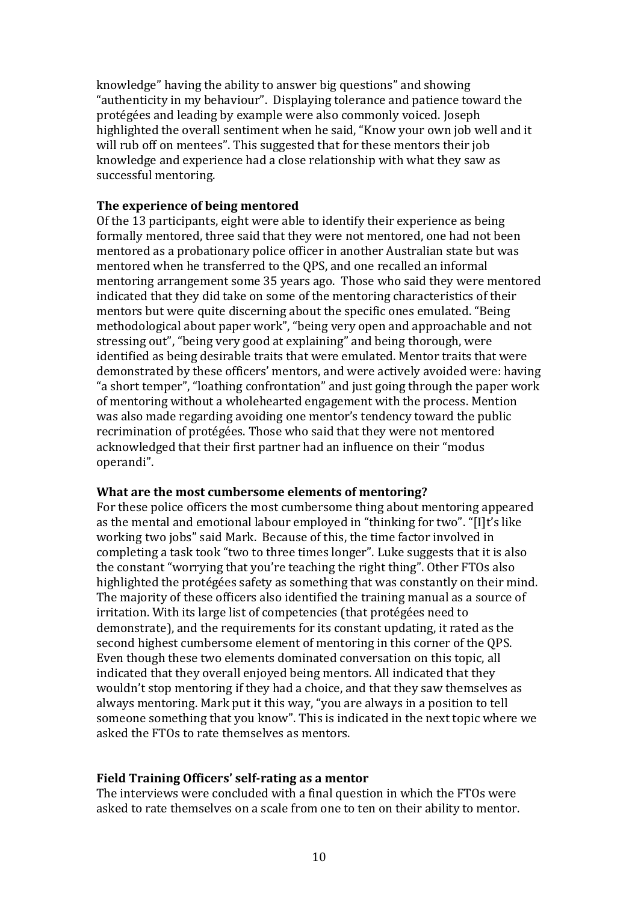knowledge" having the ability to answer big questions" and showing "authenticity in my behaviour". Displaying tolerance and patience toward the protégées and leading by example were also commonly voiced. Joseph highlighted the overall sentiment when he said, "Know your own job well and it will rub off on mentees". This suggested that for these mentors their job knowledge and experience had a close relationship with what they saw as successful mentoring.

**The experience of being mentored**

Of the 13 participants, eight were able to identify their experience as being formally mentored, three said that they were not mentored, one had not been mentored as a probationary police officer in another Australian state but was mentored when he transferred to the QPS, and one recalled an informal mentoring arrangement some 35 years ago. Those who said they were mentored indicated that they did take on some of the mentoring characteristics of their mentors but were quite discerning about the specific ones emulated. "Being methodological about paper work", "being very open and approachable and not stressing out", "being very good at explaining" and being thorough, were identified as being desirable traits that were emulated. Mentor traits that were demonstrated by these officers' mentors, and were actively avoided were: having "a short temper", "loathing confrontation" and just going through the paper work of mentoring without a wholehearted engagement with the process. Mention was also made regarding avoiding one mentor's tendency toward the public recrimination of protégées. Those who said that they were not mentored acknowledged that their first partner had an influence on their "modus operandi".

**What are the most cumbersome elements of mentoring?**

For these police officers the most cumbersome thing about mentoring appeared as the mental and emotional labour employed in "thinking for two". "[I]t's like working two jobs" said Mark. Because of this, the time factor involved in completing a task took "two to three times longer". Luke suggests that it is also the constant "worrying that you're teaching the right thing". Other FTOs also highlighted the protégées safety as something that was constantly on their mind. The majority of these officers also identified the training manual as a source of irritation. With its large list of competencies (that protégées need to demonstrate), and the requirements for its constant updating, it rated as the second highest cumbersome element of mentoring in this corner of the QPS. Even though these two elements dominated conversation on this topic, all indicated that they overall enjoyed being mentors. All indicated that they wouldn't stop mentoring if they had a choice, and that they saw themselves as always mentoring. Mark put it this way, "you are always in a position to tell someone something that you know". This is indicated in the next topic where we asked the FTOs to rate themselves as mentors.

**Field Training Officers' self-rating as a mentor**

The interviews were concluded with a final question in which the FTOs were asked to rate themselves on a scale from one to ten on their ability to mentor.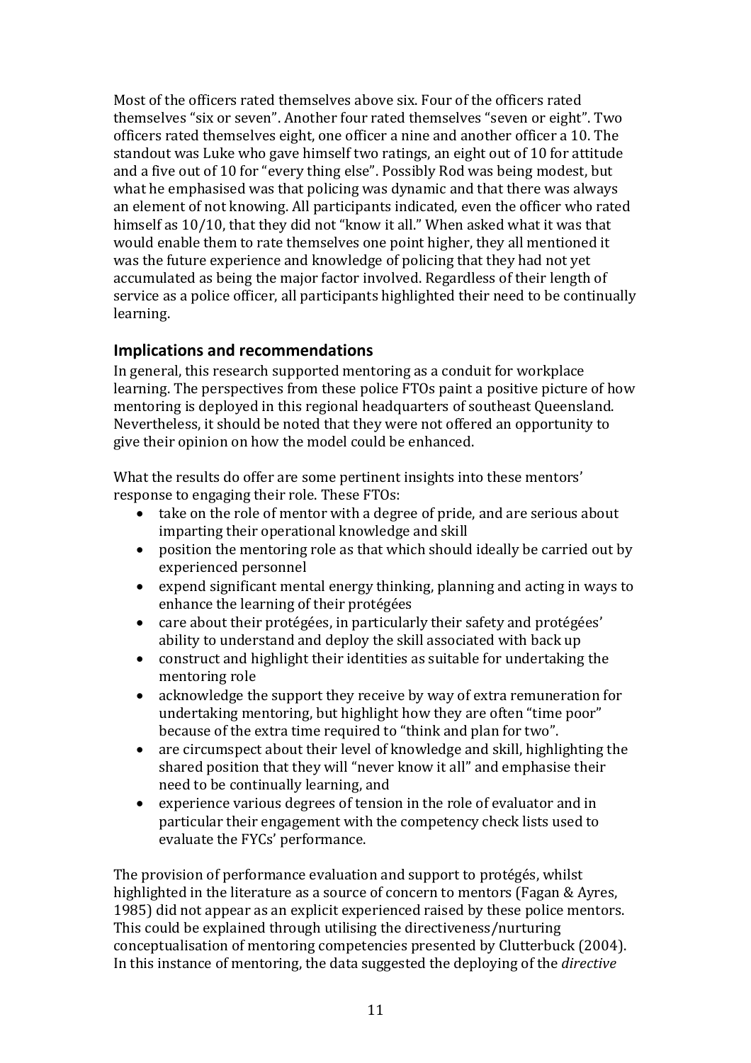Most of the officers rated themselves above six. Four of the officers rated themselves "six or seven". Another four rated themselves "seven or eight". Two officers rated themselves eight, one officer a nine and another officer a 10. The standout was Luke who gave himself two ratings, an eight out of 10 for attitude and a five out of 10 for "every thing else". Possibly Rod was being modest, but what he emphasised was that policing was dynamic and that there was always an element of not knowing. All participants indicated, even the officer who rated himself as 10/10, that they did not "know it all." When asked what it was that would enable them to rate themselves one point higher, they all mentioned it was the future experience and knowledge of policing that they had not yet accumulated as being the major factor involved. Regardless of their length of service as a police officer, all participants highlighted their need to be continually learning.

## Implications and recommendations

In general, this research supported mentoring as a conduit for workplace learning. The perspectives from these police FTOs paint a positive picture of how mentoring is deployed in this regional headquarters of southeast Queensland. Nevertheless, it should be noted that they were not offered an opportunity to give their opinion on how the model could be enhanced.

What the results do offer are some pertinent insights into these mentors' response to engaging their role. These FTOs:

- take on the role of mentor with a degree of pride, and are serious about imparting their operational knowledge and skill
- position the mentoring role as that which should ideally be carried out by experienced personnel
- expend significant mental energy thinking, planning and acting in ways to enhance the learning of their protégées
- care about their protégées, in particularly their safety and protégées' ability to understand and deploy the skill associated with back up
- construct and highlight their identities as suitable for undertaking the mentoring role
- acknowledge the support they receive by way of extra remuneration for undertaking mentoring, but highlight how they are often "time poor" because of the extra time required to "think and plan for two".
- are circumspect about their level of knowledge and skill, highlighting the shared position that they will "never know it all" and emphasise their need to be continually learning, and
- experience various degrees of tension in the role of evaluator and in particular their engagement with the competency check lists used to evaluate the FYCs' performance.

The provision of performance evaluation and support to protégés, whilst highlighted in the literature as a source of concern to mentors (Fagan & Ayres, 1985) did not appear as an explicit experienced raised by these police mentors. This could be explained through utilising the directiveness/nurturing conceptualisation of mentoring competencies presented by Clutterbuck (2004). In this instance of mentoring, the data suggested the deploying of the *directive*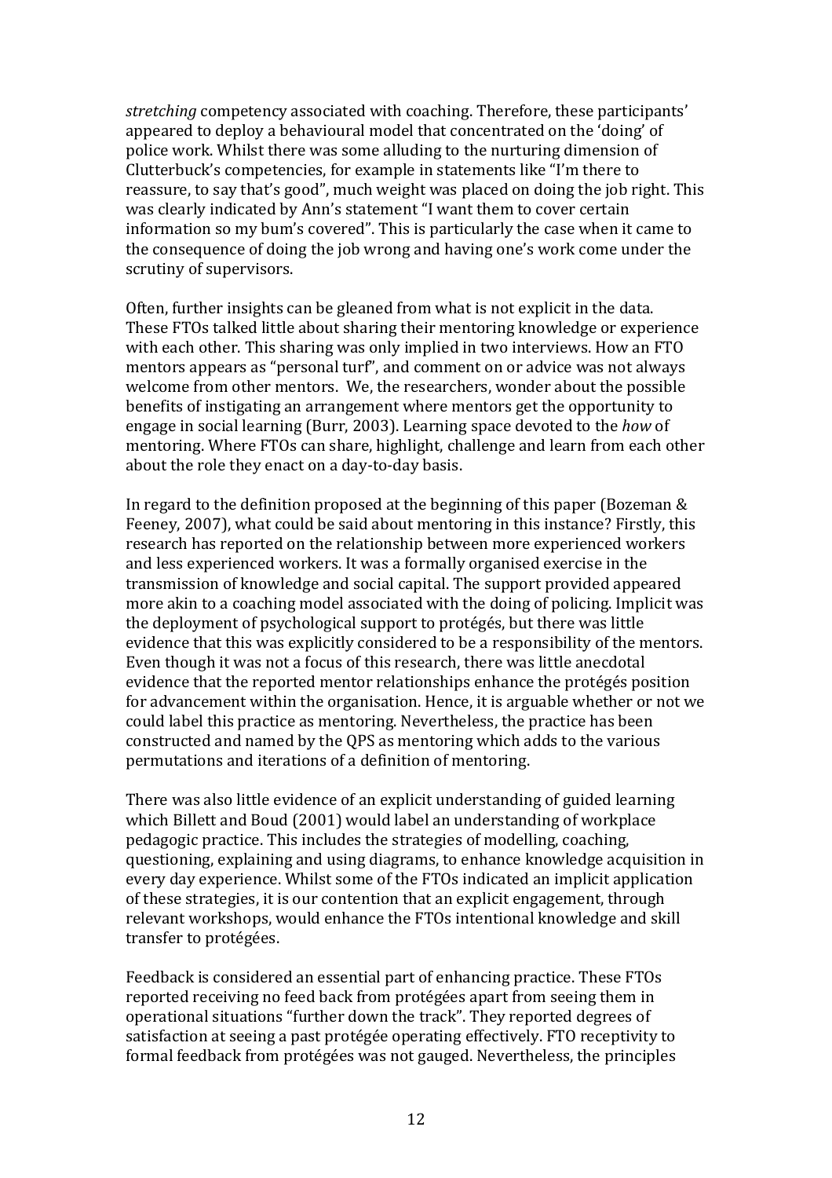*stretching* competency associated with coaching. Therefore, these participants' appeared to deploy a behavioural model that concentrated on the 'doing' of police work. Whilst there was some alluding to the nurturing dimension of Clutterbuck's competencies, for example in statements like "I'm there to reassure, to say that's good", much weight was placed on doing the job right. This was clearly indicated by Ann's statement "I want them to cover certain information so my bum's covered". This is particularly the case when it came to the consequence of doing the job wrong and having one's work come under the scrutiny of supervisors.

Often, further insights can be gleaned from what is not explicit in the data. These FTOs talked little about sharing their mentoring knowledge or experience with each other. This sharing was only implied in two interviews. How an FTO mentors appears as "personal turf", and comment on or advice was not always welcome from other mentors. We, the researchers, wonder about the possible benefits of instigating an arrangement where mentors get the opportunity to engage in social learning (Burr, 2003). Learning space devoted to the *how* of mentoring. Where FTOs can share, highlight, challenge and learn from each other about the role they enact on a day-to-day basis.

In regard to the definition proposed at the beginning of this paper (Bozeman & Feeney, 2007), what could be said about mentoring in this instance? Firstly, this research has reported on the relationship between more experienced workers and less experienced workers. It was a formally organised exercise in the transmission of knowledge and social capital. The support provided appeared more akin to a coaching model associated with the doing of policing. Implicit was the deployment of psychological support to protégés, but there was little evidence that this was explicitly considered to be a responsibility of the mentors. Even though it was not a focus of this research, there was little anecdotal evidence that the reported mentor relationships enhance the protégés position for advancement within the organisation. Hence, it is arguable whether or not we could label this practice as mentoring. Nevertheless, the practice has been constructed and named by the QPS as mentoring which adds to the various permutations and iterations of a definition of mentoring.

There was also little evidence of an explicit understanding of guided learning which Billett and Boud (2001) would label an understanding of workplace pedagogic practice. This includes the strategies of modelling, coaching, questioning, explaining and using diagrams, to enhance knowledge acquisition in every day experience. Whilst some of the FTOs indicated an implicit application of these strategies, it is our contention that an explicit engagement, through relevant workshops, would enhance the FTOs intentional knowledge and skill transfer to protégées.

Feedback is considered an essential part of enhancing practice. These FTOs reported receiving no feed back from protégées apart from seeing them in operational situations "further down the track". They reported degrees of satisfaction at seeing a past protégée operating effectively. FTO receptivity to formal feedback from protégées was not gauged. Nevertheless, the principles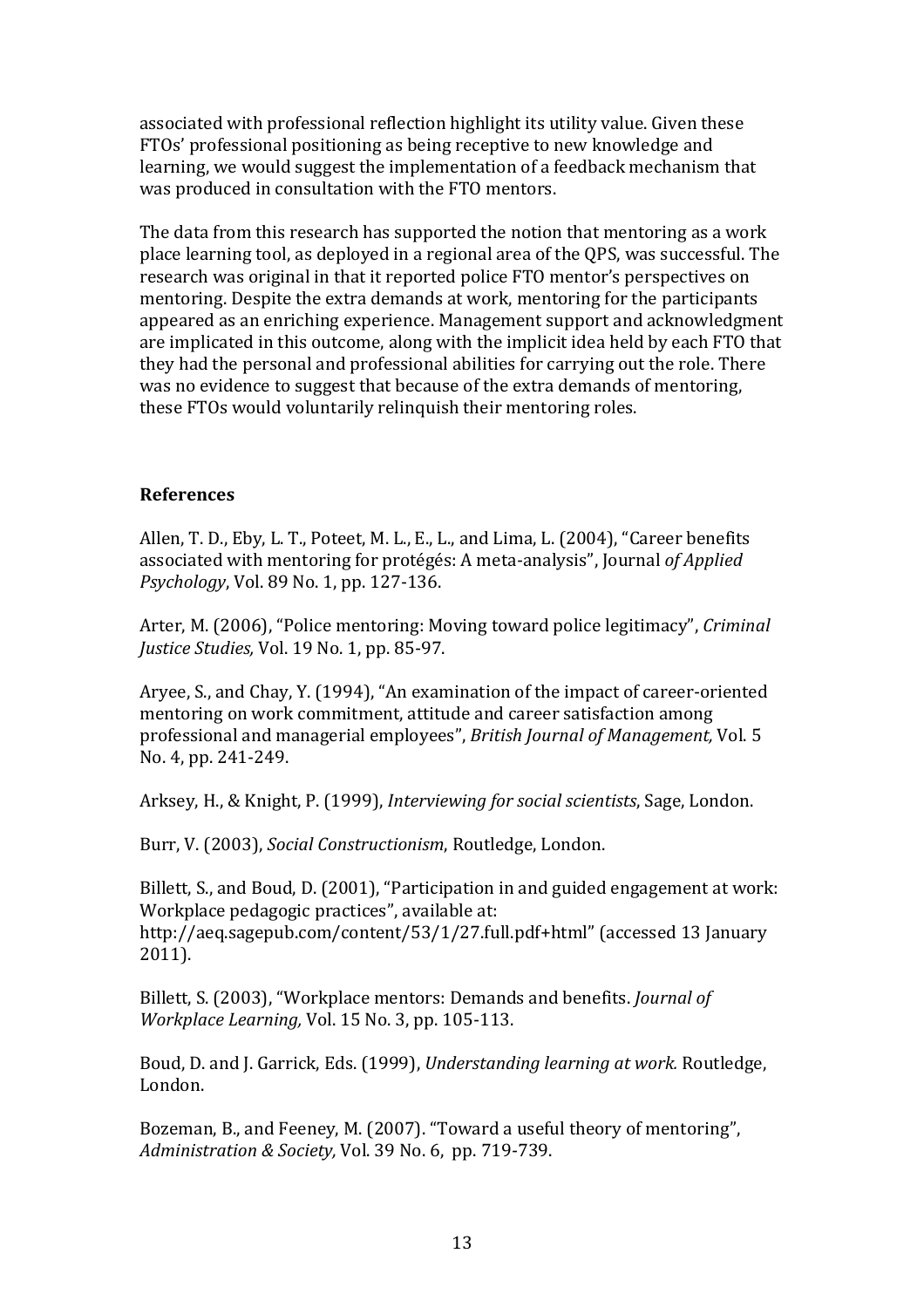associated with professional reflection highlight its utility value. Given these FTOs' professional positioning as being receptive to new knowledge and learning, we would suggest the implementation of a feedback mechanism that was produced in consultation with the FTO mentors.

The data from this research has supported the notion that mentoring as a work place learning tool, as deployed in a regional area of the QPS, was successful. The research was original in that it reported police FTO mentor's perspectives on mentoring. Despite the extra demands at work, mentoring for the participants appeared as an enriching experience. Management support and acknowledgment are implicated in this outcome, along with the implicit idea held by each FTO that they had the personal and professional abilities for carrying out the role. There was no evidence to suggest that because of the extra demands of mentoring, these FTOs would voluntarily relinquish their mentoring roles.

## References

Allen, T. D., Eby, L. T., Poteet, M. L., E., L., and Lima, L. (2004), "Career benefits associated with mentoring for protégés: A meta-analysis", Journal *of Applied Psychology*, Vol. 89 No. 1, pp. 127-136.

Arter, M. (2006), "Police mentoring: Moving toward police legitimacy", *Criminal Justice Studies,* Vol. 19 No. 1, pp. 85-97.

Aryee, S., and Chay, Y. (1994), "An examination of the impact of career-oriented mentoring on work commitment, attitude and career satisfaction among professional and managerial employees", *British Journal of Management,* Vol. 5 No. 4, pp. 241-249.

Arksey, H., & Knight, P. (1999), *Interviewing for social scientists*, Sage, London.

Burr, V. (2003), *Social Constructionism*, Routledge, London.

Billett, S., and Boud, D. (2001), "Participation in and guided engagement at work: Workplace pedagogic practices", available at: http://aeq.sagepub.com/content/53/1/27.full.pdf+html" (accessed 13 January 2011).

Billett, S. (2003), "Workplace mentors: Demands and benefits. *Journal of Workplace Learning,* Vol. 15 No. 3, pp. 105-113.

Boud, D. and J. Garrick, Eds. (1999), *Understanding learning at work.* Routledge, London.

Bozeman, B., and Feeney, M. (2007). "Toward a useful theory of mentoring", *Administration & Society,* Vol. 39 No. 6, pp. 719-739.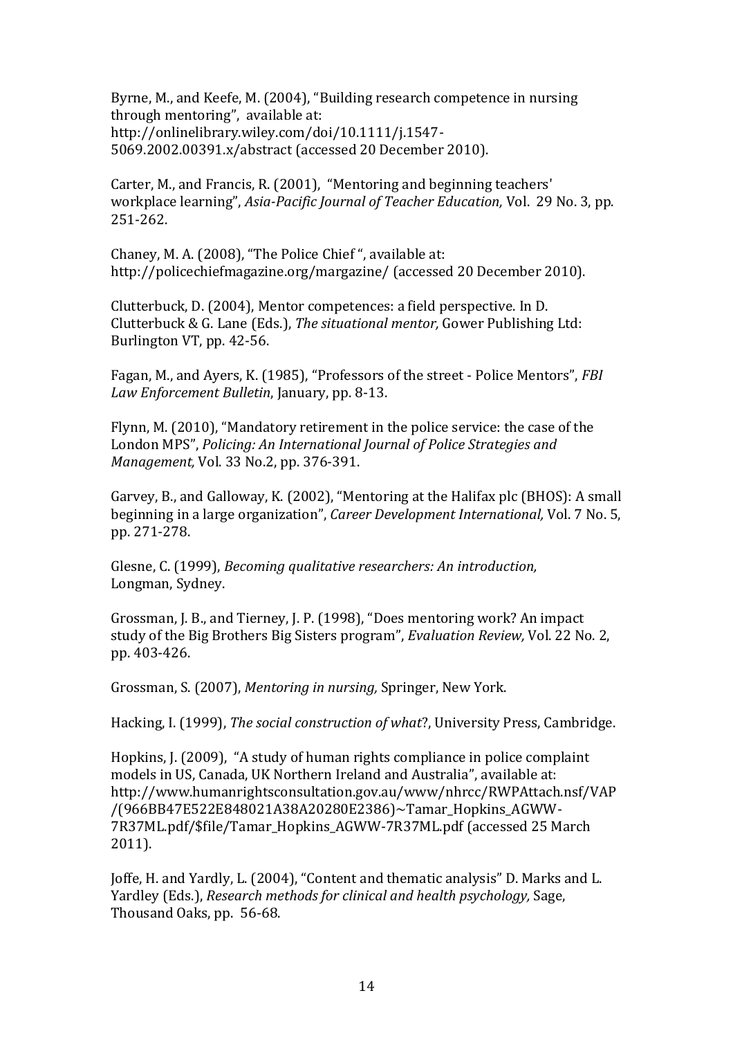Byrne, M., and Keefe, M. (2004), "Building research competence in nursing through mentoring", available at: http://onlinelibrary.wiley.com/doi/10.1111/j.1547-5069.2002.00391.x/abstract (accessed 20 December 2010).

Carter, M., and Francis, R. (2001), "Mentoring and beginning teachers' workplace learning", *Asia-Pacific Journal of Teacher Education,* Vol. 29 No. 3, pp. 251-262.

Chaney, M. A. (2008), "The Police Chief ", available at: http://policechiefmagazine.org/margazine/ (accessed 20 December 2010).

Clutterbuck, D. (2004), Mentor competences: a field perspective. In D. Clutterbuck & G. Lane (Eds.), *The situational mentor,* Gower Publishing Ltd: Burlington VT, pp. 42-56.

Fagan, M., and Ayers, K. (1985), "Professors of the street - Police Mentors", *FBI Law Enforcement Bulletin*, January, pp. 8-13.

Flynn, M. (2010), "Mandatory retirement in the police service: the case of the London MPS", *Policing: An International Journal of Police Strategies and Management,* Vol. 33 No.2, pp. 376-391.

Garvey, B., and Galloway, K. (2002), "Mentoring at the Halifax plc (BHOS): A small beginning in a large organization", *Career Development International,* Vol. 7 No. 5, pp. 271-278.

Glesne, C. (1999), *Becoming qualitative researchers: An introduction,* Longman, Sydney.

Grossman, J. B., and Tierney, J. P. (1998), "Does mentoring work? An impact study of the Big Brothers Big Sisters program", *Evaluation Review,* Vol. 22 No. 2, pp. 403-426.

Grossman, S. (2007), *Mentoring in nursing,* Springer, New York.

Hacking, I. (1999), *The social construction of what*?, University Press, Cambridge.

Hopkins, J. (2009), "A study of human rights compliance in police complaint models in US, Canada, UK Northern Ireland and Australia", available at: http://www.humanrightsconsultation.gov.au/www/nhrcc/RWPAttach.nsf/VAP/(966BB47E522E848021A38A20280E2386)~Tamar_Hopkins_AGWW-7R37ML.pdf/$file/Tamar_Hopkins_AGWW-7R37ML.pdf (accessed 25 March 2011).

Joffe, H. and Yardly, L. (2004), "Content and thematic analysis" D. Marks and L. Yardley (Eds.), *Research methods for clinical and health psychology,* Sage, Thousand Oaks, pp. 56-68.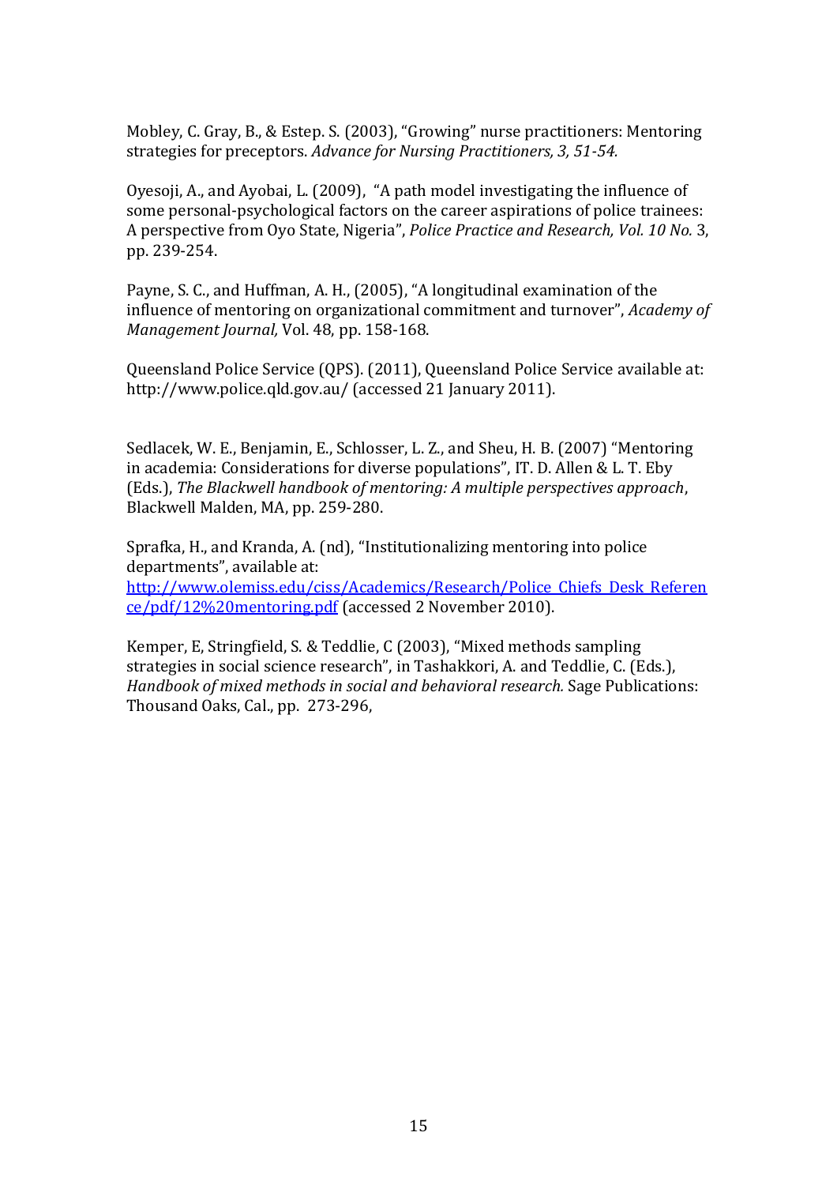Mobley, C. Gray, B., & Estep. S. (2003), "Growing" nurse practitioners: Mentoring strategies for preceptors. *Advance for Nursing Practitioners, 3, 51-54.*

Oyesoji, A., and Ayobai, L. (2009), "A path model investigating the influence of some personal-psychological factors on the career aspirations of police trainees: A perspective from Oyo State, Nigeria", *Police Practice and Research, Vol. 10 No.* 3, pp. 239-254.

Payne, S. C., and Huffman, A. H., (2005), "A longitudinal examination of the influence of mentoring on organizational commitment and turnover", *Academy of Management Journal,* Vol. 48, pp. 158-168.

Queensland Police Service (QPS). (2011), Queensland Police Service available at: http://www.police.qld.gov.au/ (accessed 21 January 2011).

Sedlacek, W. E., Benjamin, E., Schlosser, L. Z., and Sheu, H. B. (2007) "Mentoring in academia: Considerations for diverse populations", IT. D. Allen & L. T. Eby (Eds.), *The Blackwell handbook of mentoring: A multiple perspectives approach*, Blackwell Malden, MA, pp. 259-280.

Sprafka, H., and Kranda, A. (nd), "Institutionalizing mentoring into police departments", available at: [http://www.olemiss.edu/ciss/Academics/Research/Police_Chiefs_Desk_Reference/pdf/12%20mentoring.pdf](http://www.olemiss.edu/ciss/Academics/Research/Police_Chiefs_Desk_Reference/pdf/12%20mentoring.pdf) (accessed 2 November 2010).

Kemper, E, Stringfield, S. & Teddlie, C (2003), "Mixed methods sampling strategies in social science research", in Tashakkori, A. and Teddlie, C. (Eds.), *Handbook of mixed methods in social and behavioral research.* Sage Publications: Thousand Oaks, Cal., pp. 273-296,